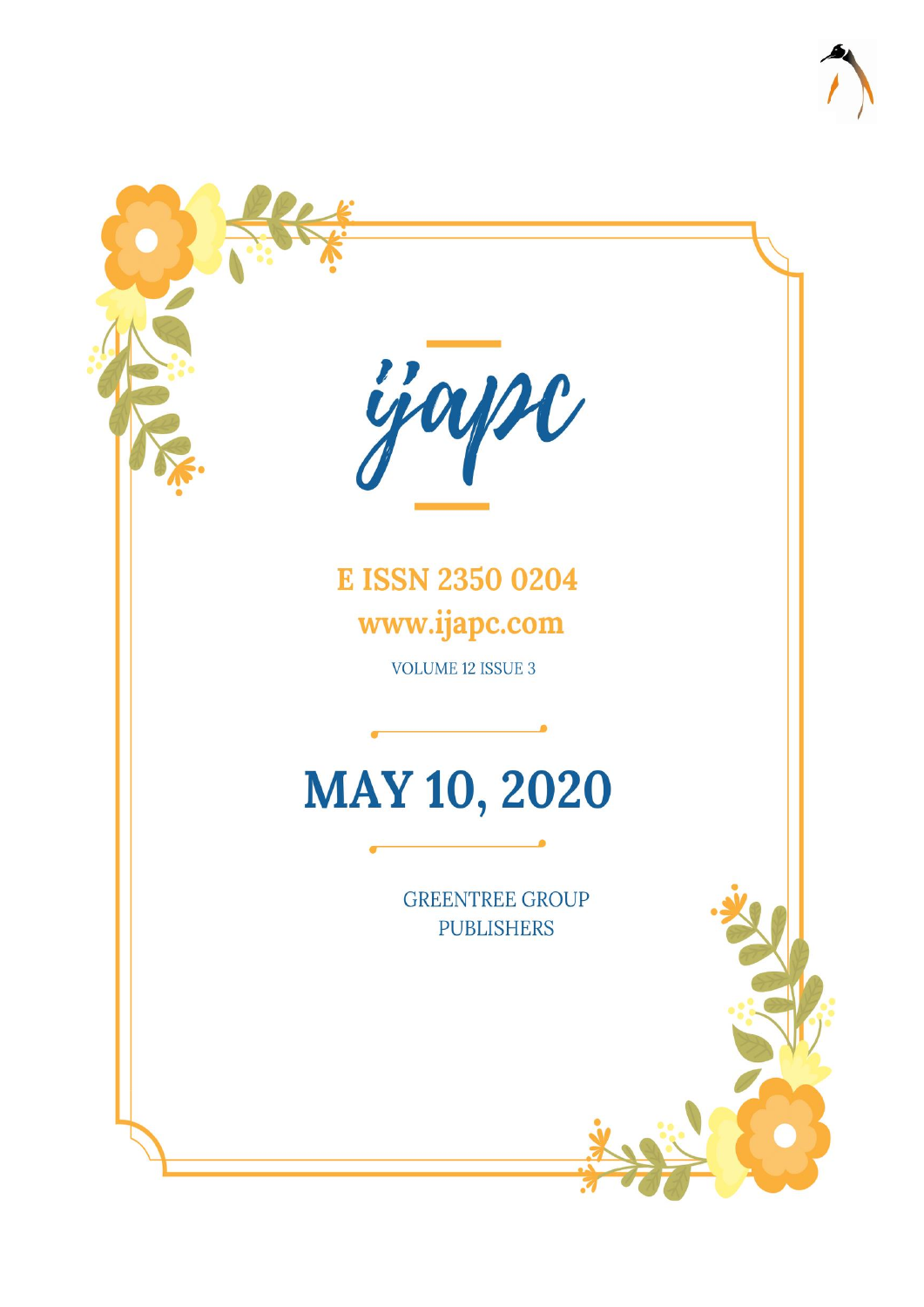# ijapc

E ISSN 2350 0204

www.ijapc.com

VOLUME 12 ISSUE 3

## MAY 10, 2020

GREENTREE GROUP PUBLISHERS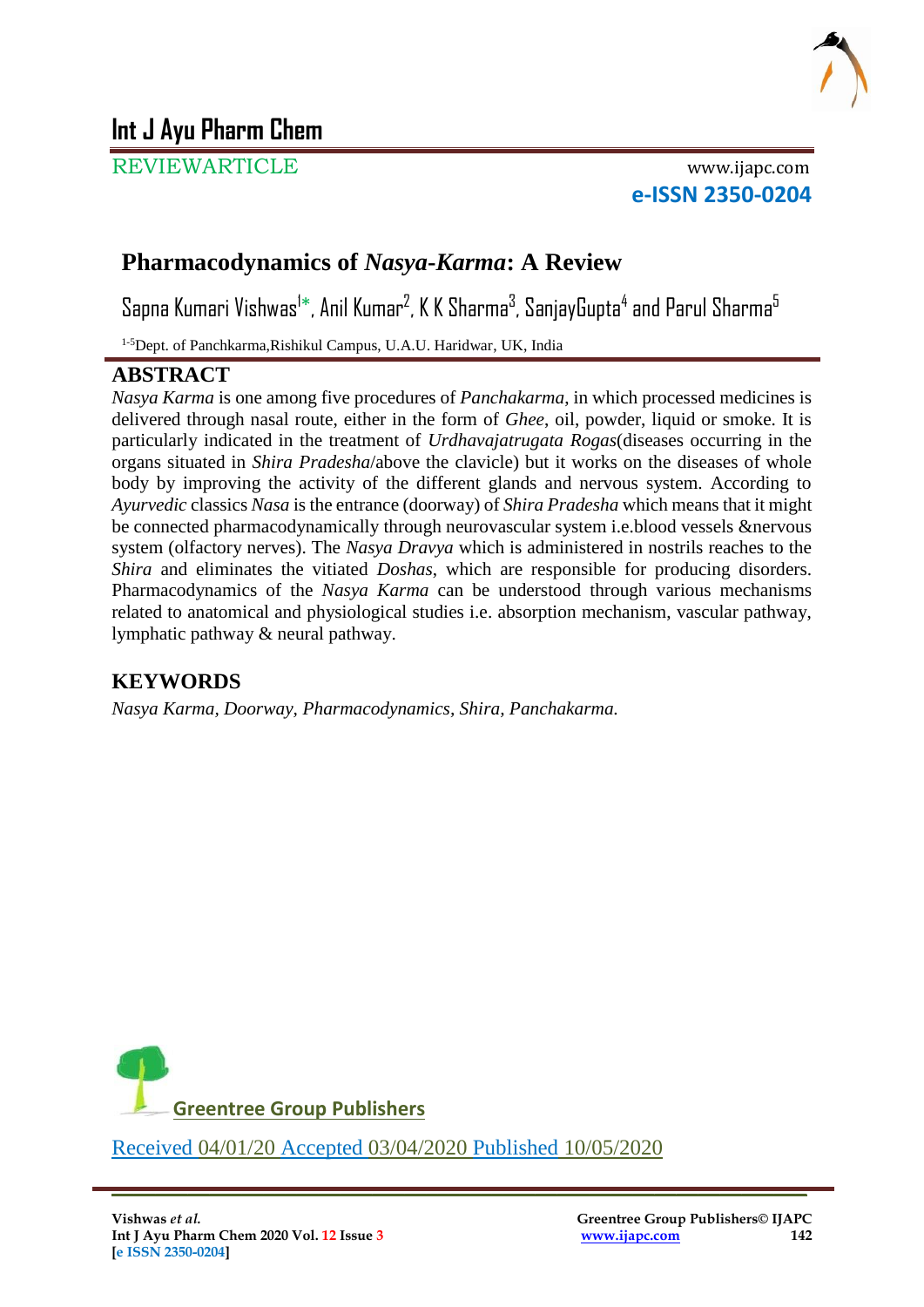# Int J Ayu Pharm Chem

REVIEWARTICLE

www.ijapc.com

**e-ISSN 2350-0204**

## Pharmacodynamics of *Nasya-Karma*: A Review

Sapna Kumari Vishwas[1*], Anil Kumar[2], K K Sharma[3], SanjayGupta[4] and Parul Sharma[5]

[1-5]Dept. of Panchkarma,Rishikul Campus, U.A.U. Haridwar, UK, India

## ABSTRACT

*Nasya Karma* is one among five procedures of *Panchakarma*, in which processed medicines is delivered through nasal route, either in the form of *Ghee*, oil, powder, liquid or smoke. It is particularly indicated in the treatment of *Urdhavajatrugata Rogas*(diseases occurring in the organs situated in *Shira Pradesha*/above the clavicle) but it works on the diseases of whole body by improving the activity of the different glands and nervous system. According to *Ayurvedic* classics *Nasa* is the entrance (doorway) of *Shira Pradesha* which means that it might be connected pharmacodynamically through neurovascular system i.e.blood vessels &nervous system (olfactory nerves). The *Nasya Dravya* which is administered in nostrils reaches to the *Shira* and eliminates the vitiated *Doshas*, which are responsible for producing disorders. Pharmacodynamics of the *Nasya Karma* can be understood through various mechanisms related to anatomical and physiological studies i.e. absorption mechanism, vascular pathway, lymphatic pathway & neural pathway.

## KEYWORDS

*Nasya Karma, Doorway, Pharmacodynamics, Shira, Panchakarma.*

Greentree Group Publishers

Received 04/01/20 Accepted 03/04/2020 Published 10/05/2020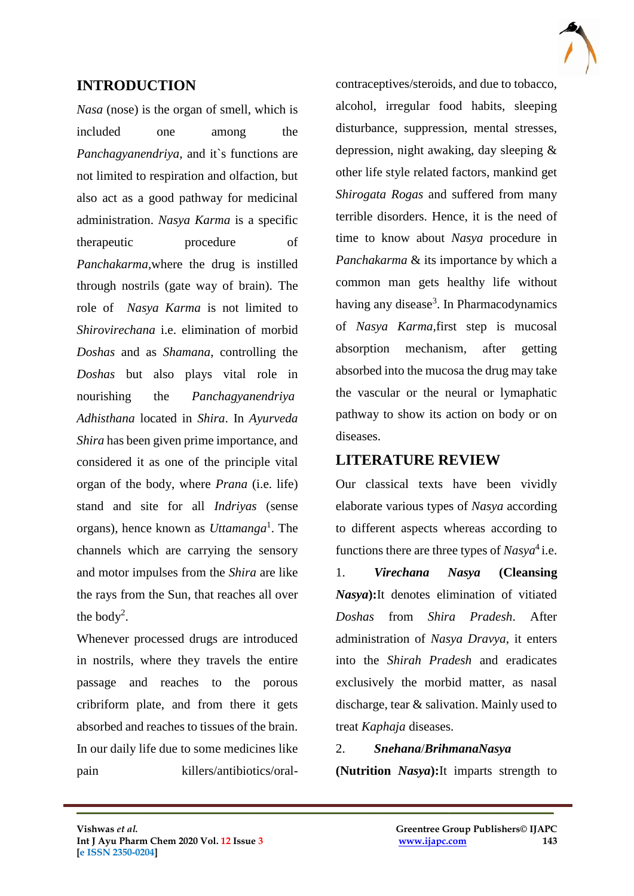## INTRODUCTION

*Nasa* (nose) is the organ of smell, which is included one among the *Panchagyanendriya*, and it`s functions are not limited to respiration and olfaction, but also act as a good pathway for medicinal administration. *Nasya Karma* is a specific therapeutic procedure of *Panchakarma*,where the drug is instilled through nostrils (gate way of brain). The role of *Nasya Karma* is not limited to *Shirovirechana* i.e. elimination of morbid *Doshas* and as *Shamana*, controlling the *Doshas* but also plays vital role in nourishing the *Panchagyanendriya Adhisthana* located in *Shira*. In *Ayurveda Shira* has been given prime importance, and considered it as one of the principle vital organ of the body, where *Prana* (i.e. life) stand and site for all *Indriyas* (sense organs), hence known as *Uttamanga*[1]. The channels which are carrying the sensory and motor impulses from the *Shira* are like the rays from the Sun, that reaches all over the body[2].

Whenever processed drugs are introduced in nostrils, where they travels the entire passage and reaches to the porous cribriform plate, and from there it gets absorbed and reaches to tissues of the brain. In our daily life due to some medicines like pain killers/antibiotics/oral-contraceptives/steroids, and due to tobacco, alcohol, irregular food habits, sleeping disturbance, suppression, mental stresses, depression, night awaking, day sleeping & other life style related factors, mankind get *Shirogata Rogas* and suffered from many terrible disorders. Hence, it is the need of time to know about *Nasya* procedure in *Panchakarma* & its importance by which a common man gets healthy life without having any disease[3]. In Pharmacodynamics of *Nasya Karma*,first step is mucosal absorption mechanism, after getting absorbed into the mucosa the drug may take the vascular or the neural or lymaphatic pathway to show its action on body or on diseases.

## LITERATURE REVIEW

Our classical texts have been vividly elaborate various types of *Nasya* according to different aspects whereas according to functions there are three types of *Nasya*[4] i.e.

1. ***Virechana Nasya* (Cleansing *Nasya*):**It denotes elimination of vitiated *Doshas* from *Shira Pradesh*. After administration of *Nasya Dravya*, it enters into the *Shirah Pradesh* and eradicates exclusively the morbid matter, as nasal discharge, tear & salivation. Mainly used to treat *Kaphaja* diseases.

2. ***Snehana*/*BrihmanaNasya* (Nutrition *Nasya*):**It imparts strength to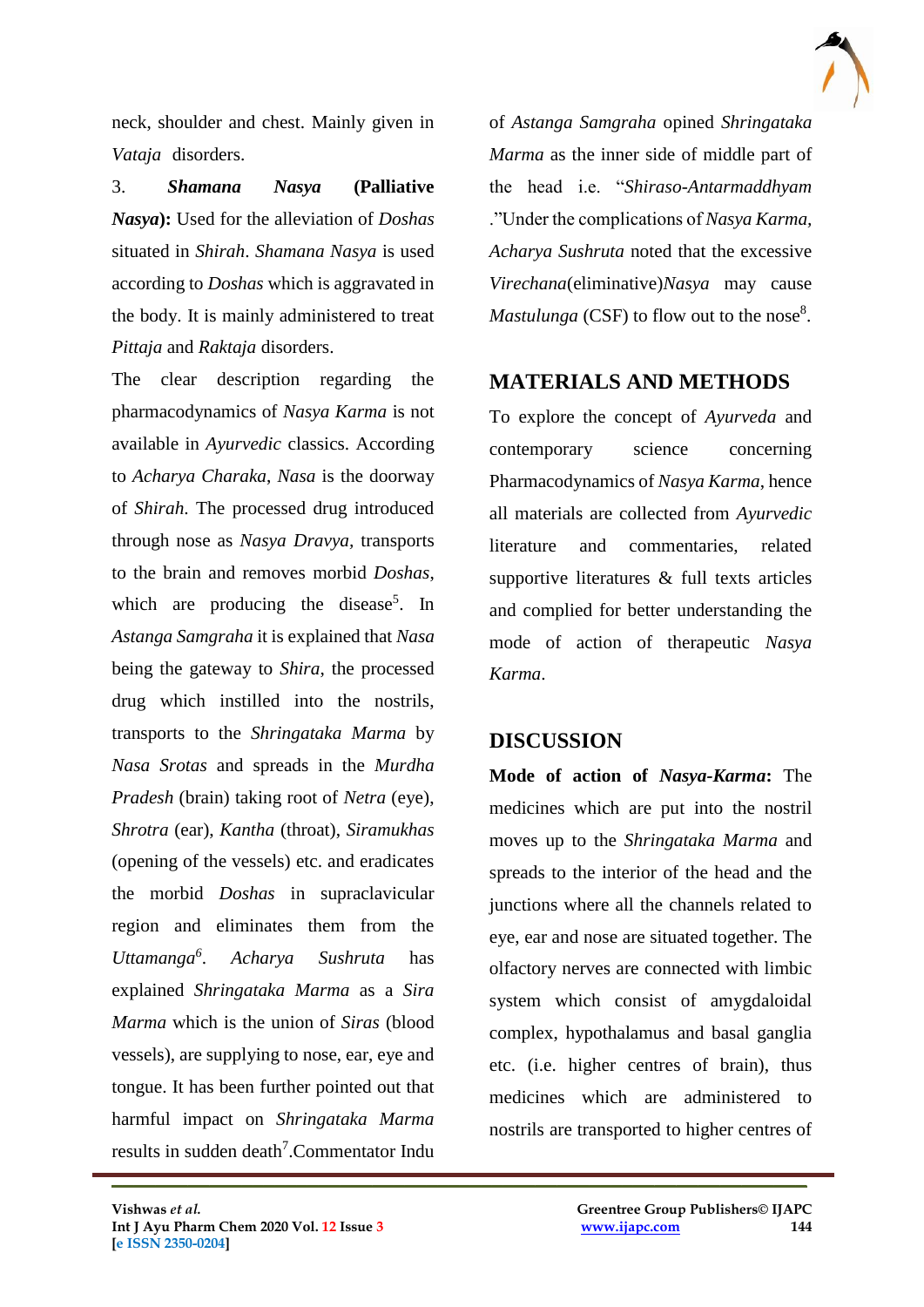neck, shoulder and chest. Mainly given in *Vataja* disorders.

3. ***Shamana Nasya* (Palliative *Nasya*):** Used for the alleviation of *Doshas* situated in *Shirah*. *Shamana Nasya* is used according to *Doshas* which is aggravated in the body. It is mainly administered to treat *Pittaja* and *Raktaja* disorders.

The clear description regarding the pharmacodynamics of *Nasya Karma* is not available in *Ayurvedic* classics. According to *Acharya Charaka*, *Nasa* is the doorway of *Shirah*. The processed drug introduced through nose as *Nasya Dravya*, transports to the brain and removes morbid *Doshas*, which are producing the disease[5]. In *Astanga Samgraha* it is explained that *Nasa* being the gateway to *Shira*, the processed drug which instilled into the nostrils, transports to the *Shringataka Marma* by *Nasa Srotas* and spreads in the *Murdha Pradesh* (brain) taking root of *Netra* (eye), *Shrotra* (ear), *Kantha* (throat), *Siramukhas* (opening of the vessels) etc. and eradicates the morbid *Doshas* in supraclavicular region and eliminates them from the *Uttamanga*[6]. *Acharya Sushruta* has explained *Shringataka Marma* as a *Sira Marma* which is the union of *Siras* (blood vessels), are supplying to nose, ear, eye and tongue. It has been further pointed out that harmful impact on *Shringataka Marma* results in sudden death[7].Commentator Indu of *Astanga Samgraha* opined *Shringataka Marma* as the inner side of middle part of the head i.e. "*Shiraso-Antarmaddhyam* ."Under the complications of *Nasya Karma*, *Acharya Sushruta* noted that the excessive *Virechana*(eliminative)*Nasya* may cause *Mastulunga* (CSF) to flow out to the nose[8].

## MATERIALS AND METHODS

To explore the concept of *Ayurveda* and contemporary science concerning Pharmacodynamics of *Nasya Karma*, hence all materials are collected from *Ayurvedic* literature and commentaries, related supportive literatures & full texts articles and complied for better understanding the mode of action of therapeutic *Nasya Karma*.

## DISCUSSION

**Mode of action of *Nasya-Karma*:** The medicines which are put into the nostril moves up to the *Shringataka Marma* and spreads to the interior of the head and the junctions where all the channels related to eye, ear and nose are situated together. The olfactory nerves are connected with limbic system which consist of amygdaloidal complex, hypothalamus and basal ganglia etc. (i.e. higher centres of brain), thus medicines which are administered to nostrils are transported to higher centres of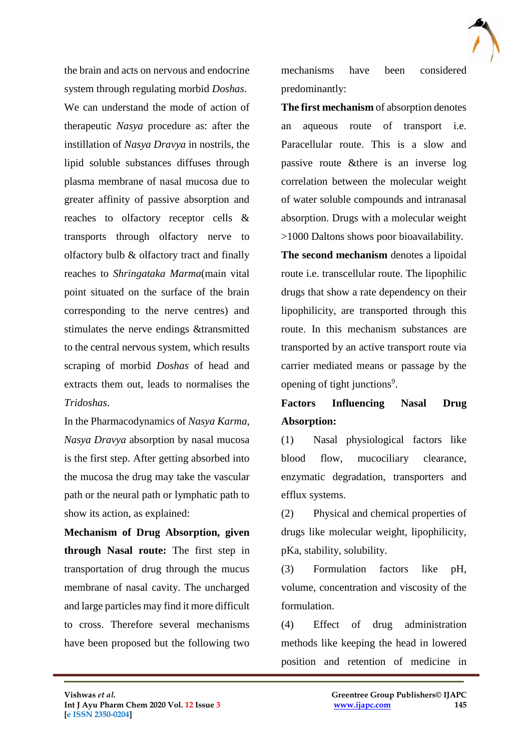the brain and acts on nervous and endocrine system through regulating morbid *Doshas*.

We can understand the mode of action of therapeutic *Nasya* procedure as: after the instillation of *Nasya Dravya* in nostrils, the lipid soluble substances diffuses through plasma membrane of nasal mucosa due to greater affinity of passive absorption and reaches to olfactory receptor cells & transports through olfactory nerve to olfactory bulb & olfactory tract and finally reaches to *Shringataka Marma*(main vital point situated on the surface of the brain corresponding to the nerve centres) and stimulates the nerve endings &transmitted to the central nervous system, which results scraping of morbid *Doshas* of head and extracts them out, leads to normalises the *Tridoshas*.

In the Pharmacodynamics of *Nasya Karma*, *Nasya Dravya* absorption by nasal mucosa is the first step. After getting absorbed into the mucosa the drug may take the vascular path or the neural path or lymphatic path to show its action, as explained:

**Mechanism of Drug Absorption, given through Nasal route:** The first step in transportation of drug through the mucus membrane of nasal cavity. The uncharged and large particles may find it more difficult to cross. Therefore several mechanisms have been proposed but the following two mechanisms have been considered predominantly:

**The first mechanism** of absorption denotes an aqueous route of transport i.e. Paracellular route. This is a slow and passive route &there is an inverse log correlation between the molecular weight of water soluble compounds and intranasal absorption. Drugs with a molecular weight >1000 Daltons shows poor bioavailability.

**The second mechanism** denotes a lipoidal route i.e. transcellular route. The lipophilic drugs that show a rate dependency on their lipophilicity, are transported through this route. In this mechanism substances are transported by an active transport route via carrier mediated means or passage by the opening of tight junctions[9].

**Factors Influencing Nasal Drug Absorption:**

(1) Nasal physiological factors like blood flow, mucociliary clearance, enzymatic degradation, transporters and efflux systems.

(2) Physical and chemical properties of drugs like molecular weight, lipophilicity, pKa, stability, solubility.

(3) Formulation factors like pH, volume, concentration and viscosity of the formulation.

(4) Effect of drug administration methods like keeping the head in lowered position and retention of medicine in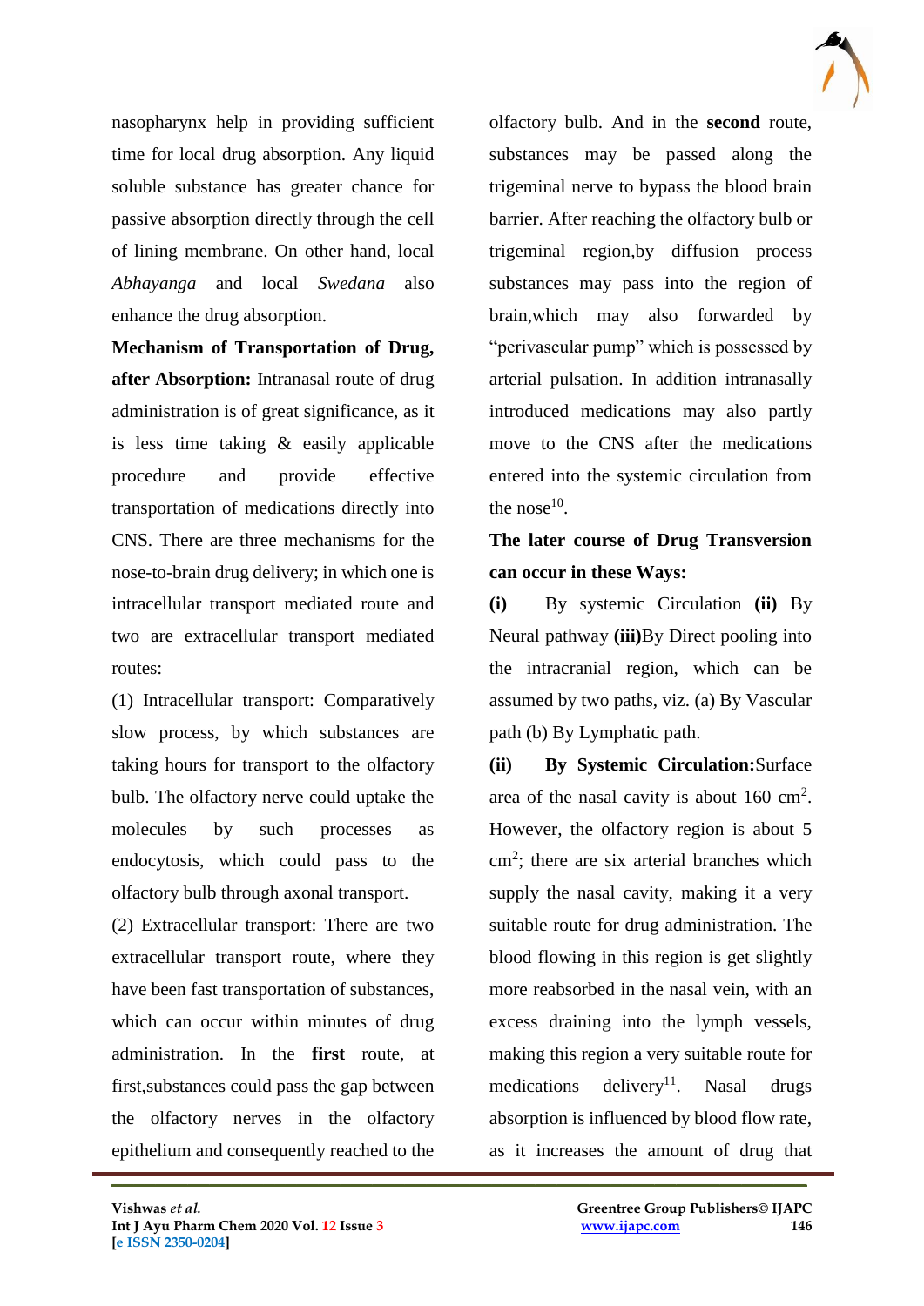nasopharynx help in providing sufficient time for local drug absorption. Any liquid soluble substance has greater chance for passive absorption directly through the cell of lining membrane. On other hand, local *Abhayanga* and local *Swedana* also enhance the drug absorption.

**Mechanism of Transportation of Drug, after Absorption:** Intranasal route of drug administration is of great significance, as it is less time taking & easily applicable procedure and provide effective transportation of medications directly into CNS. There are three mechanisms for the nose-to-brain drug delivery; in which one is intracellular transport mediated route and two are extracellular transport mediated routes:

(1) Intracellular transport: Comparatively slow process, by which substances are taking hours for transport to the olfactory bulb. The olfactory nerve could uptake the molecules by such processes as endocytosis, which could pass to the olfactory bulb through axonal transport.

(2) Extracellular transport: There are two extracellular transport route, where they have been fast transportation of substances, which can occur within minutes of drug administration. In the **first** route, at first,substances could pass the gap between the olfactory nerves in the olfactory epithelium and consequently reached to the olfactory bulb. And in the **second** route, substances may be passed along the trigeminal nerve to bypass the blood brain barrier. After reaching the olfactory bulb or trigeminal region,by diffusion process substances may pass into the region of brain,which may also forwarded by "perivascular pump" which is possessed by arterial pulsation. In addition intranasally introduced medications may also partly move to the CNS after the medications entered into the systemic circulation from the nose[10].

**The later course of Drug Transversion can occur in these Ways:**

**(i)** By systemic Circulation **(ii)** By Neural pathway **(iii)**By Direct pooling into the intracranial region, which can be assumed by two paths, viz. (a) By Vascular path (b) By Lymphatic path.

**(ii) By Systemic Circulation:**Surface area of the nasal cavity is about 160 $cm^2$. However, the olfactory region is about 5 $cm^2$; there are six arterial branches which supply the nasal cavity, making it a very suitable route for drug administration. The blood flowing in this region is get slightly more reabsorbed in the nasal vein, with an excess draining into the lymph vessels, making this region a very suitable route for medications delivery[11]. Nasal drugs absorption is influenced by blood flow rate, as it increases the amount of drug that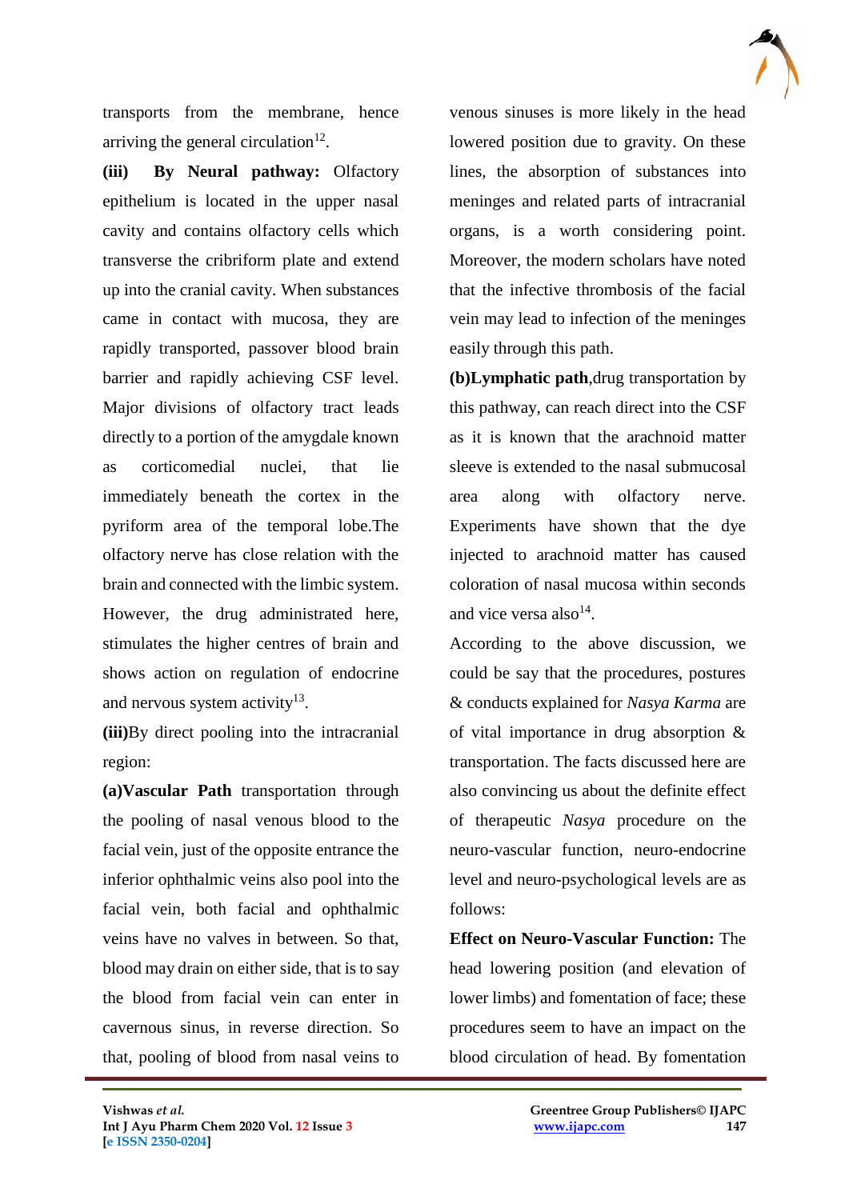transports from the membrane, hence arriving the general circulation[12].

**(iii) By Neural pathway:** Olfactory epithelium is located in the upper nasal cavity and contains olfactory cells which transverse the cribriform plate and extend up into the cranial cavity. When substances came in contact with mucosa, they are rapidly transported, passover blood brain barrier and rapidly achieving CSF level. Major divisions of olfactory tract leads directly to a portion of the amygdale known as corticomedial nuclei, that lie immediately beneath the cortex in the pyriform area of the temporal lobe.The olfactory nerve has close relation with the brain and connected with the limbic system. However, the drug administrated here, stimulates the higher centres of brain and shows action on regulation of endocrine and nervous system activity[13].

**(iii)**By direct pooling into the intracranial region:

**(a)Vascular Path** transportation through the pooling of nasal venous blood to the facial vein, just of the opposite entrance the inferior ophthalmic veins also pool into the facial vein, both facial and ophthalmic veins have no valves in between. So that, blood may drain on either side, that is to say the blood from facial vein can enter in cavernous sinus, in reverse direction. So that, pooling of blood from nasal veins to venous sinuses is more likely in the head lowered position due to gravity. On these lines, the absorption of substances into meninges and related parts of intracranial organs, is a worth considering point. Moreover, the modern scholars have noted that the infective thrombosis of the facial vein may lead to infection of the meninges easily through this path.

**(b)Lymphatic path**,drug transportation by this pathway, can reach direct into the CSF as it is known that the arachnoid matter sleeve is extended to the nasal submucosal area along with olfactory nerve. Experiments have shown that the dye injected to arachnoid matter has caused coloration of nasal mucosa within seconds and vice versa also[14].

According to the above discussion, we could be say that the procedures, postures & conducts explained for *Nasya Karma* are of vital importance in drug absorption & transportation. The facts discussed here are also convincing us about the definite effect of therapeutic *Nasya* procedure on the neuro-vascular function, neuro-endocrine level and neuro-psychological levels are as follows:

**Effect on Neuro-Vascular Function:** The head lowering position (and elevation of lower limbs) and fomentation of face; these procedures seem to have an impact on the blood circulation of head. By fomentation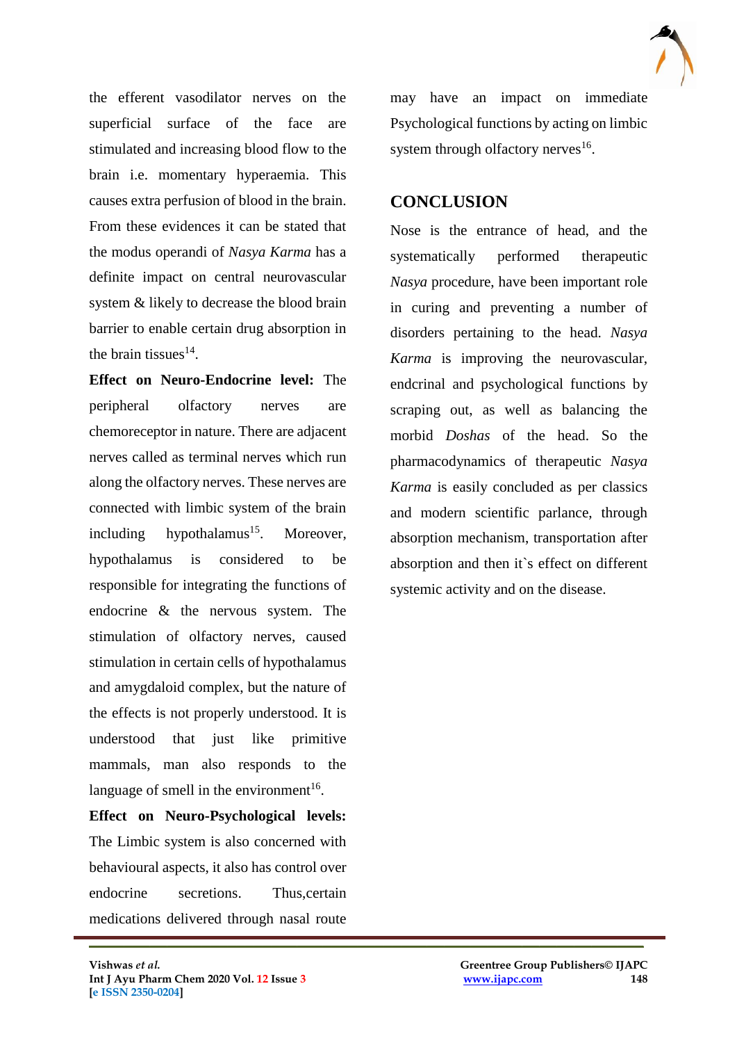the efferent vasodilator nerves on the superficial surface of the face are stimulated and increasing blood flow to the brain i.e. momentary hyperaemia. This causes extra perfusion of blood in the brain. From these evidences it can be stated that the modus operandi of *Nasya Karma* has a definite impact on central neurovascular system & likely to decrease the blood brain barrier to enable certain drug absorption in the brain tissues[14].

**Effect on Neuro-Endocrine level:** The peripheral olfactory nerves are chemoreceptor in nature. There are adjacent nerves called as terminal nerves which run along the olfactory nerves. These nerves are connected with limbic system of the brain including hypothalamus[15]. Moreover, hypothalamus is considered to be responsible for integrating the functions of endocrine & the nervous system. The stimulation of olfactory nerves, caused stimulation in certain cells of hypothalamus and amygdaloid complex, but the nature of the effects is not properly understood. It is understood that just like primitive mammals, man also responds to the language of smell in the environment[16].

**Effect on Neuro-Psychological levels:** The Limbic system is also concerned with behavioural aspects, it also has control over endocrine secretions. Thus,certain medications delivered through nasal route may have an impact on immediate Psychological functions by acting on limbic system through olfactory nerves[16].

## CONCLUSION

Nose is the entrance of head, and the systematically performed therapeutic *Nasya* procedure, have been important role in curing and preventing a number of disorders pertaining to the head. *Nasya Karma* is improving the neurovascular, endcrinal and psychological functions by scraping out, as well as balancing the morbid *Doshas* of the head. So the pharmacodynamics of therapeutic *Nasya Karma* is easily concluded as per classics and modern scientific parlance, through absorption mechanism, transportation after absorption and then it`s effect on different systemic activity and on the disease.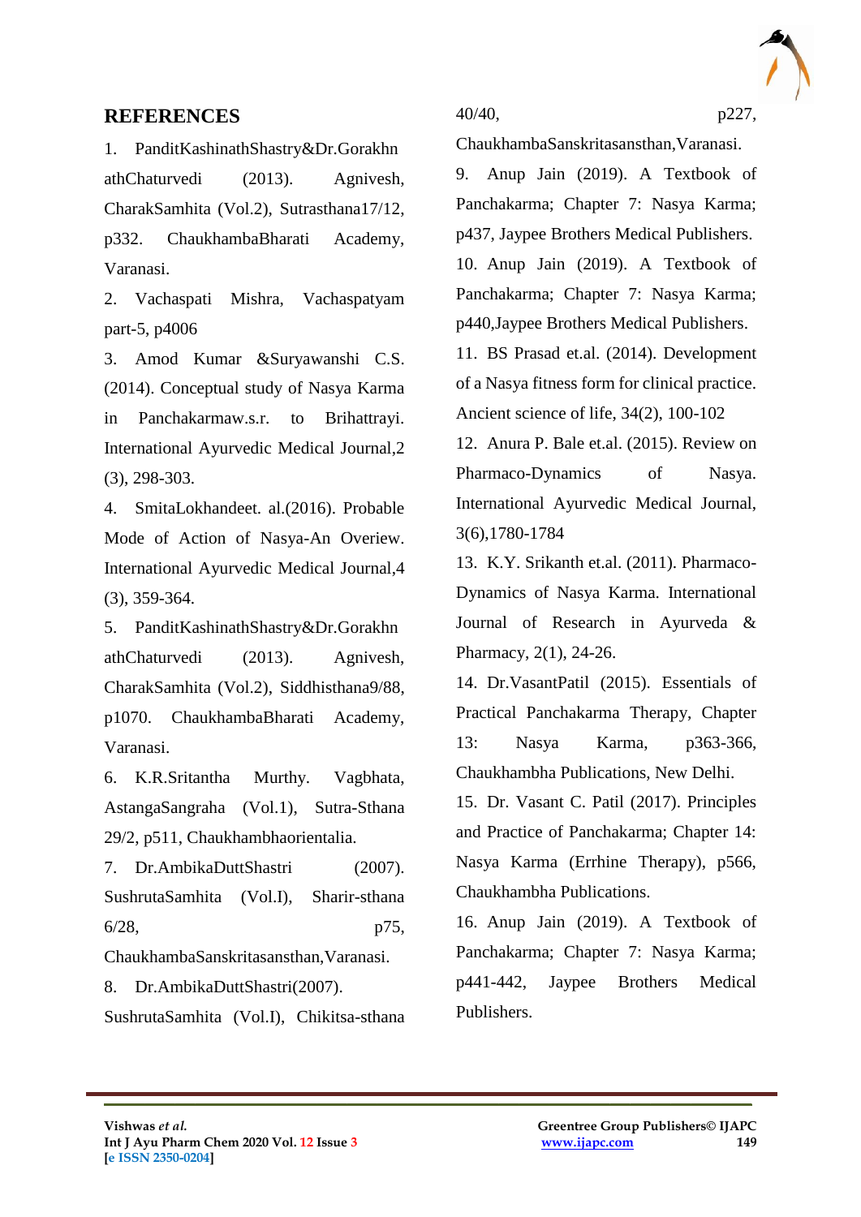## REFERENCES

1. PanditKashinathShastry&Dr.Gorakhnath Chaturvedi (2013). Agnivesh, CharakSamhita (Vol.2), Sutrasthana17/12, p332. ChaukhambaBharati Academy, Varanasi.
2. Vachaspati Mishra, Vachaspatyam part-5, p4006
3. Amod Kumar &Suryawanshi C.S. (2014). Conceptual study of Nasya Karma in Panchakarmaw.s.r. to Brihattrayi. International Ayurvedic Medical Journal,2 (3), 298-303.
4. SmitaLokhandeet. al.(2016). Probable Mode of Action of Nasya-An Overiew. International Ayurvedic Medical Journal,4 (3), 359-364.
5. PanditKashinathShastry&Dr.Gorakhnath Chaturvedi (2013). Agnivesh, CharakSamhita (Vol.2), Siddhisthana9/88, p1070. ChaukhambaBharati Academy, Varanasi.
6. K.R.Sritantha Murthy. Vagbhata, AstangaSangraha (Vol.1), Sutra-Sthana 29/2, p511, Chaukhambhaorientalia.
7. Dr.AmbikaDuttShastri (2007). SushrutaSamhita (Vol.I), Sharir-sthana 6/28, p75, ChaukhambaSanskritasansthan,Varanasi.
8. Dr.AmbikaDuttShastri(2007). SushrutaSamhita (Vol.I), Chikitsa-sthana 40/40, p227, ChaukhambaSanskritasansthan,Varanasi.
9. Anup Jain (2019). A Textbook of Panchakarma; Chapter 7: Nasya Karma; p437, Jaypee Brothers Medical Publishers.
10. Anup Jain (2019). A Textbook of Panchakarma; Chapter 7: Nasya Karma; p440,Jaypee Brothers Medical Publishers.
11. BS Prasad et.al. (2014). Development of a Nasya fitness form for clinical practice. Ancient science of life, 34(2), 100-102
12. Anura P. Bale et.al. (2015). Review on Pharmaco-Dynamics of Nasya. International Ayurvedic Medical Journal, 3(6),1780-1784
13. K.Y. Srikanth et.al. (2011). Pharmaco-Dynamics of Nasya Karma. International Journal of Research in Ayurveda & Pharmacy, 2(1), 24-26.
14. Dr.VasantPatil (2015). Essentials of Practical Panchakarma Therapy, Chapter 13: Nasya Karma, p363-366, Chaukhambha Publications, New Delhi.
15. Dr. Vasant C. Patil (2017). Principles and Practice of Panchakarma; Chapter 14: Nasya Karma (Errhine Therapy), p566, Chaukhambha Publications.
16. Anup Jain (2019). A Textbook of Panchakarma; Chapter 7: Nasya Karma; p441-442, Jaypee Brothers Medical Publishers.